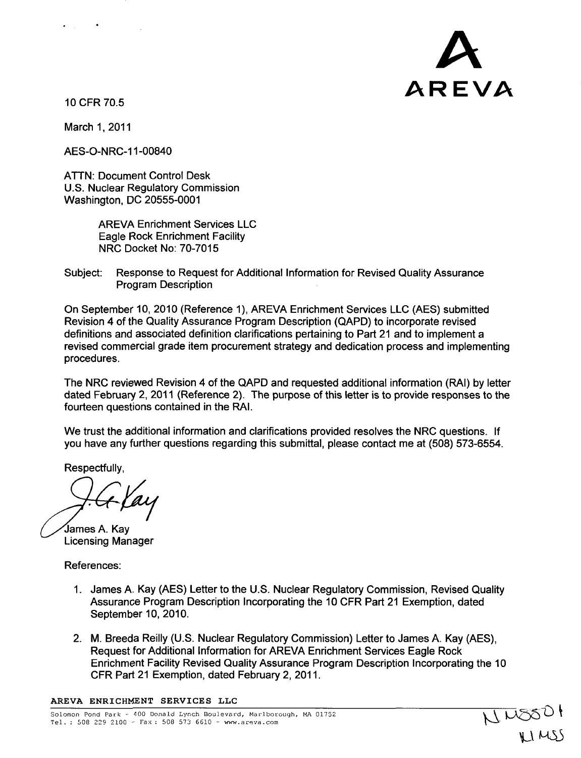AREVA

10 CFR 70.5

March 1, 2011

AES-O-NRC-11-00840

ATTN: Document Control Desk
U.S. Nuclear Regulatory Commission
Washington, DC 20555-0001

AREVA Enrichment Services LLC
Eagle Rock Enrichment Facility
NRC Docket No: 70-7015

Subject: Response to Request for Additional Information for Revised Quality Assurance Program Description

On September 10, 2010 (Reference 1), AREVA Enrichment Services LLC (AES) submitted Revision 4 of the Quality Assurance Program Description (QAPD) to incorporate revised definitions and associated definition clarifications pertaining to Part 21 and to implement a revised commercial grade item procurement strategy and dedication process and implementing procedures.

The NRC reviewed Revision 4 of the QAPD and requested additional information (RAI) by letter dated February 2, 2011 (Reference 2). The purpose of this letter is to provide responses to the fourteen questions contained in the RAI.

We trust the additional information and clarifications provided resolves the NRC questions. If you have any further questions regarding this submittal, please contact me at (508) 573-6554.

Respectfully,

James A. Kay
Licensing Manager

References:

1. James A. Kay (AES) Letter to the U.S. Nuclear Regulatory Commission, Revised Quality Assurance Program Description Incorporating the 10 CFR Part 21 Exemption, dated September 10, 2010.

2. M. Breeda Reilly (U.S. Nuclear Regulatory Commission) Letter to James A. Kay (AES), Request for Additional Information for AREVA Enrichment Services Eagle Rock Enrichment Facility Revised Quality Assurance Program Description Incorporating the 10 CFR Part 21 Exemption, dated February 2, 2011.

AREVA ENRICHMENT SERVICES LLC
Solomon Pond Park - 400 Donald Lynch Boulevard, Marlborough, MA 01752
Tel.: 508 229 2100 - Fax: 508 573 6610 - www.areva.com

NMSS01
NMSS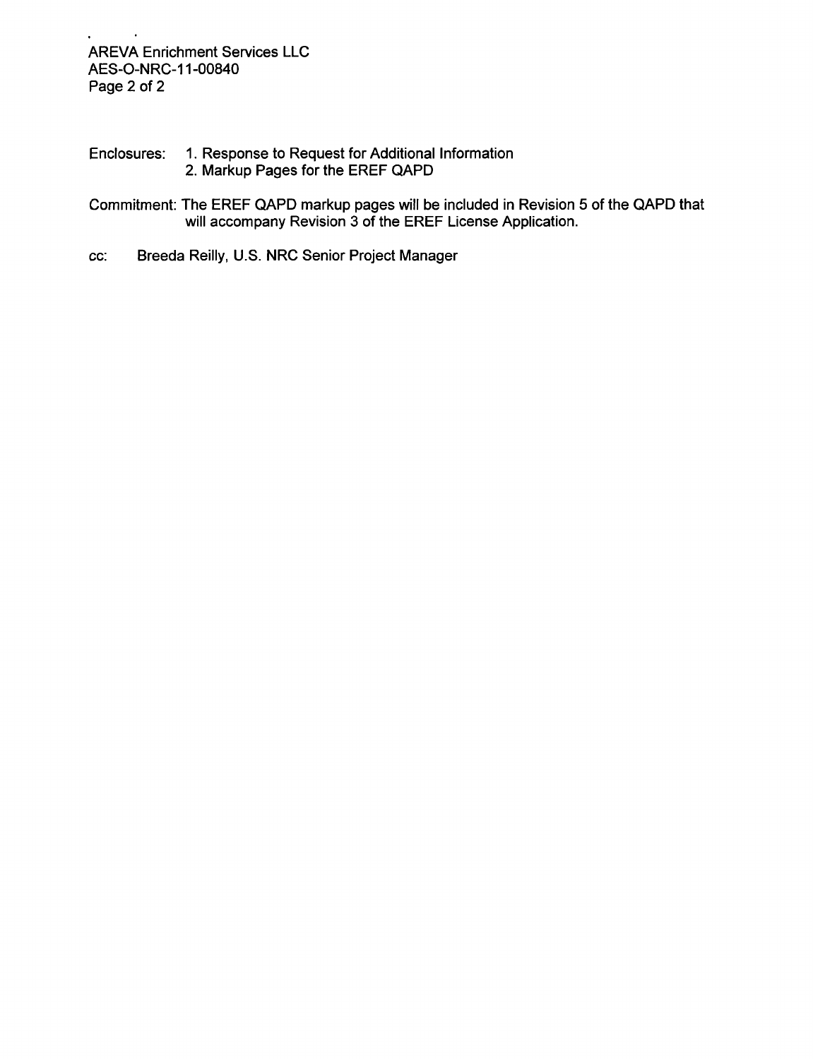Enclosures: 1. Response to Request for Additional Information
2. Markup Pages for the EREF QAPD

Commitment: The EREF QAPD markup pages will be included in Revision 5 of the QAPD that will accompany Revision 3 of the EREF License Application.

cc: Breeda Reilly, U.S. NRC Senior Project Manager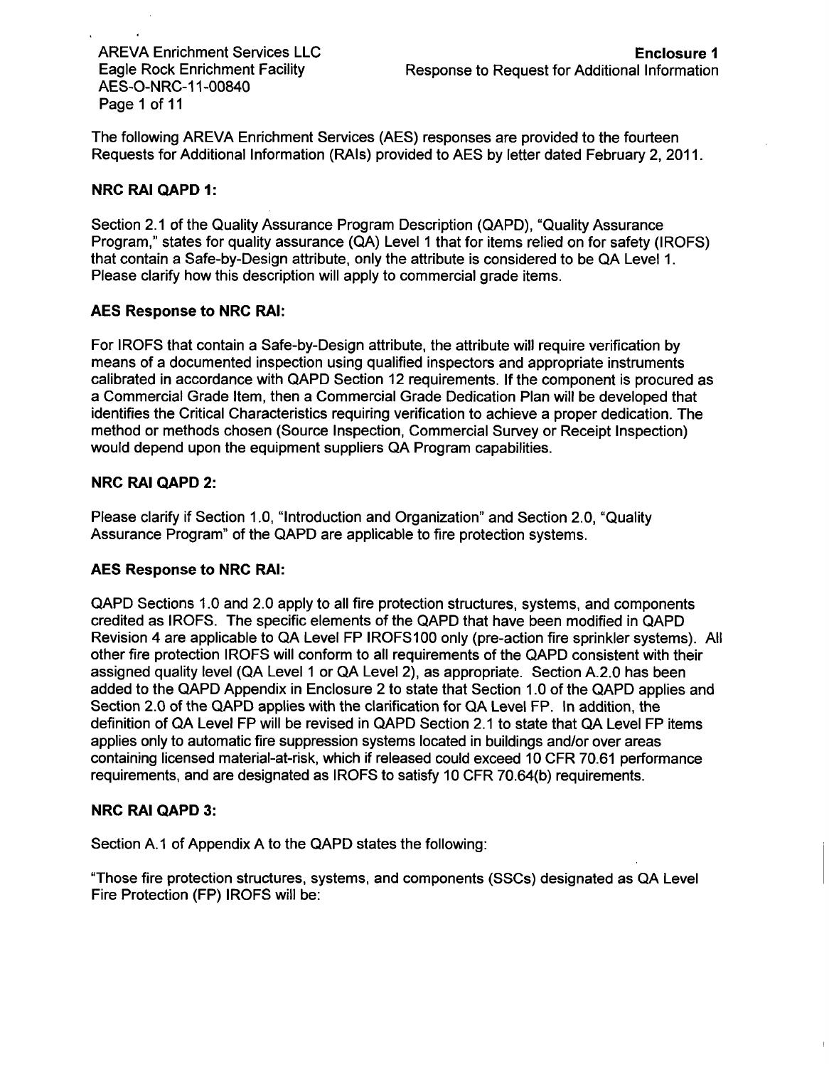The following AREVA Enrichment Services (AES) responses are provided to the fourteen Requests for Additional Information (RAIs) provided to AES by letter dated February 2, 2011.

**NRC RAI QAPD 1:**

Section 2.1 of the Quality Assurance Program Description (QAPD), "Quality Assurance Program," states for quality assurance (QA) Level 1 that for items relied on for safety (IROFS) that contain a Safe-by-Design attribute, only the attribute is considered to be QA Level 1. Please clarify how this description will apply to commercial grade items.

**AES Response to NRC RAI:**

For IROFS that contain a Safe-by-Design attribute, the attribute will require verification by means of a documented inspection using qualified inspectors and appropriate instruments calibrated in accordance with QAPD Section 12 requirements. If the component is procured as a Commercial Grade Item, then a Commercial Grade Dedication Plan will be developed that identifies the Critical Characteristics requiring verification to achieve a proper dedication. The method or methods chosen (Source Inspection, Commercial Survey or Receipt Inspection) would depend upon the equipment suppliers QA Program capabilities.

**NRC RAI QAPD 2:**

Please clarify if Section 1.0, "Introduction and Organization" and Section 2.0, "Quality Assurance Program" of the QAPD are applicable to fire protection systems.

**AES Response to NRC RAI:**

QAPD Sections 1.0 and 2.0 apply to all fire protection structures, systems, and components credited as IROFS. The specific elements of the QAPD that have been modified in QAPD Revision 4 are applicable to QA Level FP IROFS100 only (pre-action fire sprinkler systems). All other fire protection IROFS will conform to all requirements of the QAPD consistent with their assigned quality level (QA Level 1 or QA Level 2), as appropriate. Section A.2.0 has been added to the QAPD Appendix in Enclosure 2 to state that Section 1.0 of the QAPD applies and Section 2.0 of the QAPD applies with the clarification for QA Level FP. In addition, the definition of QA Level FP will be revised in QAPD Section 2.1 to state that QA Level FP items applies only to automatic fire suppression systems located in buildings and/or over areas containing licensed material-at-risk, which if released could exceed 10 CFR 70.61 performance requirements, and are designated as IROFS to satisfy 10 CFR 70.64(b) requirements.

**NRC RAI QAPD 3:**

Section A.1 of Appendix A to the QAPD states the following:

"Those fire protection structures, systems, and components (SSCs) designated as QA Level Fire Protection (FP) IROFS will be: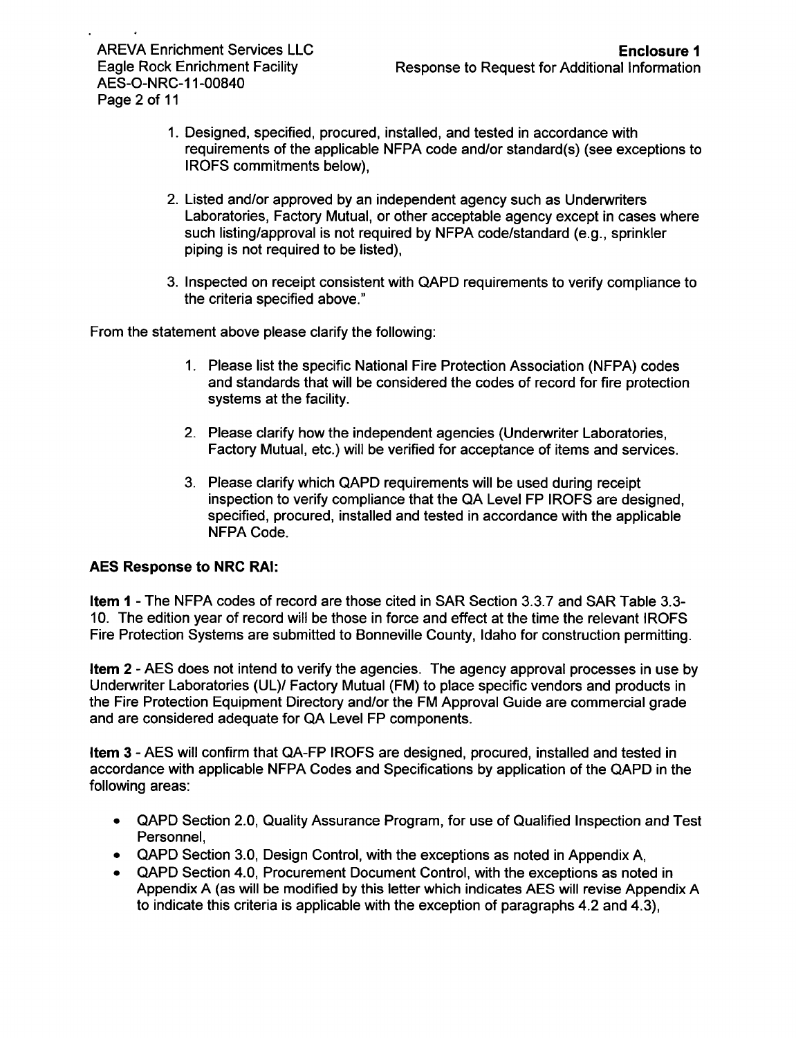1. Designed, specified, procured, installed, and tested in accordance with requirements of the applicable NFPA code and/or standard(s) (see exceptions to IROFS commitments below),

2. Listed and/or approved by an independent agency such as Underwriters Laboratories, Factory Mutual, or other acceptable agency except in cases where such listing/approval is not required by NFPA code/standard (e.g., sprinkler piping is not required to be listed),

3. Inspected on receipt consistent with QAPD requirements to verify compliance to the criteria specified above."

From the statement above please clarify the following:

1. Please list the specific National Fire Protection Association (NFPA) codes and standards that will be considered the codes of record for fire protection systems at the facility.

2. Please clarify how the independent agencies (Underwriter Laboratories, Factory Mutual, etc.) will be verified for acceptance of items and services.

3. Please clarify which QAPD requirements will be used during receipt inspection to verify compliance that the QA Level FP IROFS are designed, specified, procured, installed and tested in accordance with the applicable NFPA Code.

**AES Response to NRC RAI:**

**Item 1** - The NFPA codes of record are those cited in SAR Section 3.3.7 and SAR Table 3.3-10. The edition year of record will be those in force and effect at the time the relevant IROFS Fire Protection Systems are submitted to Bonneville County, Idaho for construction permitting.

**Item 2** - AES does not intend to verify the agencies. The agency approval processes in use by Underwriter Laboratories (UL)/ Factory Mutual (FM) to place specific vendors and products in the Fire Protection Equipment Directory and/or the FM Approval Guide are commercial grade and are considered adequate for QA Level FP components.

**Item 3** - AES will confirm that QA-FP IROFS are designed, procured, installed and tested in accordance with applicable NFPA Codes and Specifications by application of the QAPD in the following areas:

- QAPD Section 2.0, Quality Assurance Program, for use of Qualified Inspection and Test Personnel,
- QAPD Section 3.0, Design Control, with the exceptions as noted in Appendix A,
- QAPD Section 4.0, Procurement Document Control, with the exceptions as noted in Appendix A (as will be modified by this letter which indicates AES will revise Appendix A to indicate this criteria is applicable with the exception of paragraphs 4.2 and 4.3),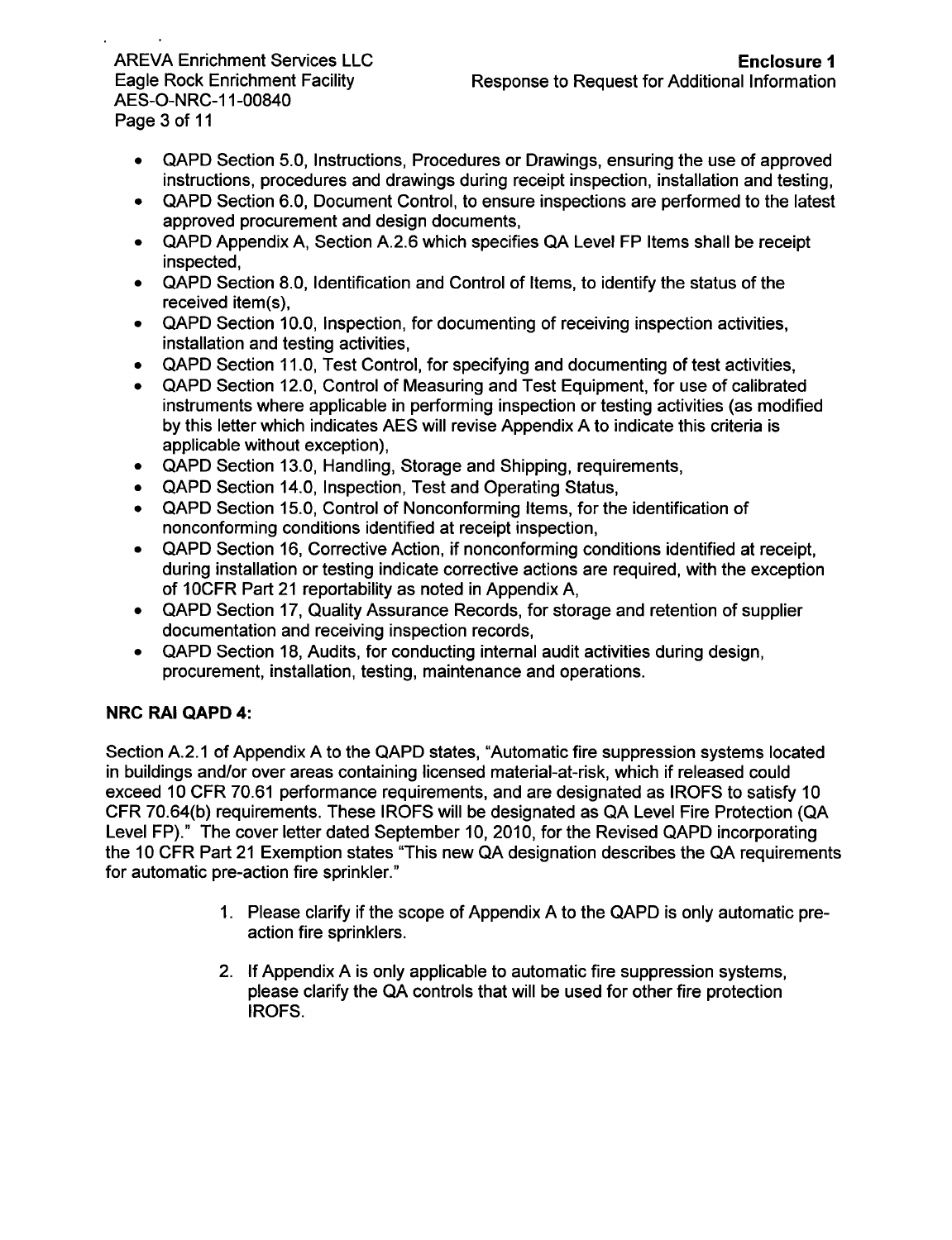- QAPD Section 5.0, Instructions, Procedures or Drawings, ensuring the use of approved instructions, procedures and drawings during receipt inspection, installation and testing,
- QAPD Section 6.0, Document Control, to ensure inspections are performed to the latest approved procurement and design documents,
- QAPD Appendix A, Section A.2.6 which specifies QA Level FP Items shall be receipt inspected,
- QAPD Section 8.0, Identification and Control of Items, to identify the status of the received item(s),
- QAPD Section 10.0, Inspection, for documenting of receiving inspection activities, installation and testing activities,
- QAPD Section 11.0, Test Control, for specifying and documenting of test activities,
- QAPD Section 12.0, Control of Measuring and Test Equipment, for use of calibrated instruments where applicable in performing inspection or testing activities (as modified by this letter which indicates AES will revise Appendix A to indicate this criteria is applicable without exception),
- QAPD Section 13.0, Handling, Storage and Shipping, requirements,
- QAPD Section 14.0, Inspection, Test and Operating Status,
- QAPD Section 15.0, Control of Nonconforming Items, for the identification of nonconforming conditions identified at receipt inspection,
- QAPD Section 16, Corrective Action, if nonconforming conditions identified at receipt, during installation or testing indicate corrective actions are required, with the exception of 10CFR Part 21 reportability as noted in Appendix A,
- QAPD Section 17, Quality Assurance Records, for storage and retention of supplier documentation and receiving inspection records,
- QAPD Section 18, Audits, for conducting internal audit activities during design, procurement, installation, testing, maintenance and operations.

**NRC RAI QAPD 4:**

Section A.2.1 of Appendix A to the QAPD states, "Automatic fire suppression systems located in buildings and/or over areas containing licensed material-at-risk, which if released could exceed 10 CFR 70.61 performance requirements, and are designated as IROFS to satisfy 10 CFR 70.64(b) requirements. These IROFS will be designated as QA Level Fire Protection (QA Level FP)." The cover letter dated September 10, 2010, for the Revised QAPD incorporating the 10 CFR Part 21 Exemption states "This new QA designation describes the QA requirements for automatic pre-action fire sprinkler."

1. Please clarify if the scope of Appendix A to the QAPD is only automatic pre-action fire sprinklers.
2. If Appendix A is only applicable to automatic fire suppression systems, please clarify the QA controls that will be used for other fire protection IROFS.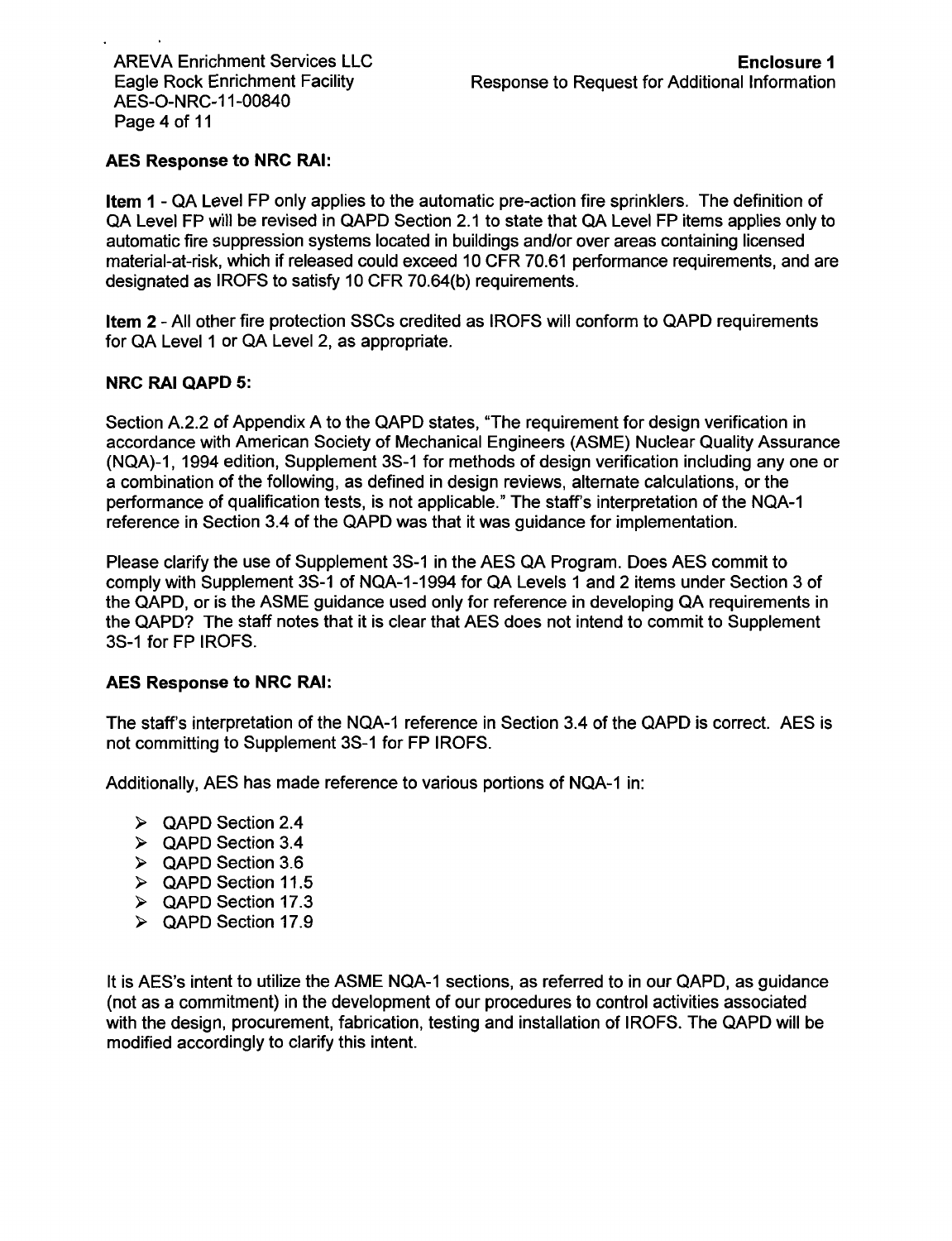**AES Response to NRC RAI:**

**Item 1** - QA Level FP only applies to the automatic pre-action fire sprinklers. The definition of QA Level FP will be revised in QAPD Section 2.1 to state that QA Level FP items applies only to automatic fire suppression systems located in buildings and/or over areas containing licensed material-at-risk, which if released could exceed 10 CFR 70.61 performance requirements, and are designated as IROFS to satisfy 10 CFR 70.64(b) requirements.

**Item 2** - All other fire protection SSCs credited as IROFS will conform to QAPD requirements for QA Level 1 or QA Level 2, as appropriate.

**NRC RAI QAPD 5:**

Section A.2.2 of Appendix A to the QAPD states, "The requirement for design verification in accordance with American Society of Mechanical Engineers (ASME) Nuclear Quality Assurance (NQA)-1, 1994 edition, Supplement 3S-1 for methods of design verification including any one or a combination of the following, as defined in design reviews, alternate calculations, or the performance of qualification tests, is not applicable." The staff's interpretation of the NQA-1 reference in Section 3.4 of the QAPD was that it was guidance for implementation.

Please clarify the use of Supplement 3S-1 in the AES QA Program. Does AES commit to comply with Supplement 3S-1 of NQA-1-1994 for QA Levels 1 and 2 items under Section 3 of the QAPD, or is the ASME guidance used only for reference in developing QA requirements in the QAPD? The staff notes that it is clear that AES does not intend to commit to Supplement 3S-1 for FP IROFS.

**AES Response to NRC RAI:**

The staff's interpretation of the NQA-1 reference in Section 3.4 of the QAPD is correct. AES is not committing to Supplement 3S-1 for FP IROFS.

Additionally, AES has made reference to various portions of NQA-1 in:

- QAPD Section 2.4
- QAPD Section 3.4
- QAPD Section 3.6
- QAPD Section 11.5
- QAPD Section 17.3
- QAPD Section 17.9

It is AES's intent to utilize the ASME NQA-1 sections, as referred to in our QAPD, as guidance (not as a commitment) in the development of our procedures to control activities associated with the design, procurement, fabrication, testing and installation of IROFS. The QAPD will be modified accordingly to clarify this intent.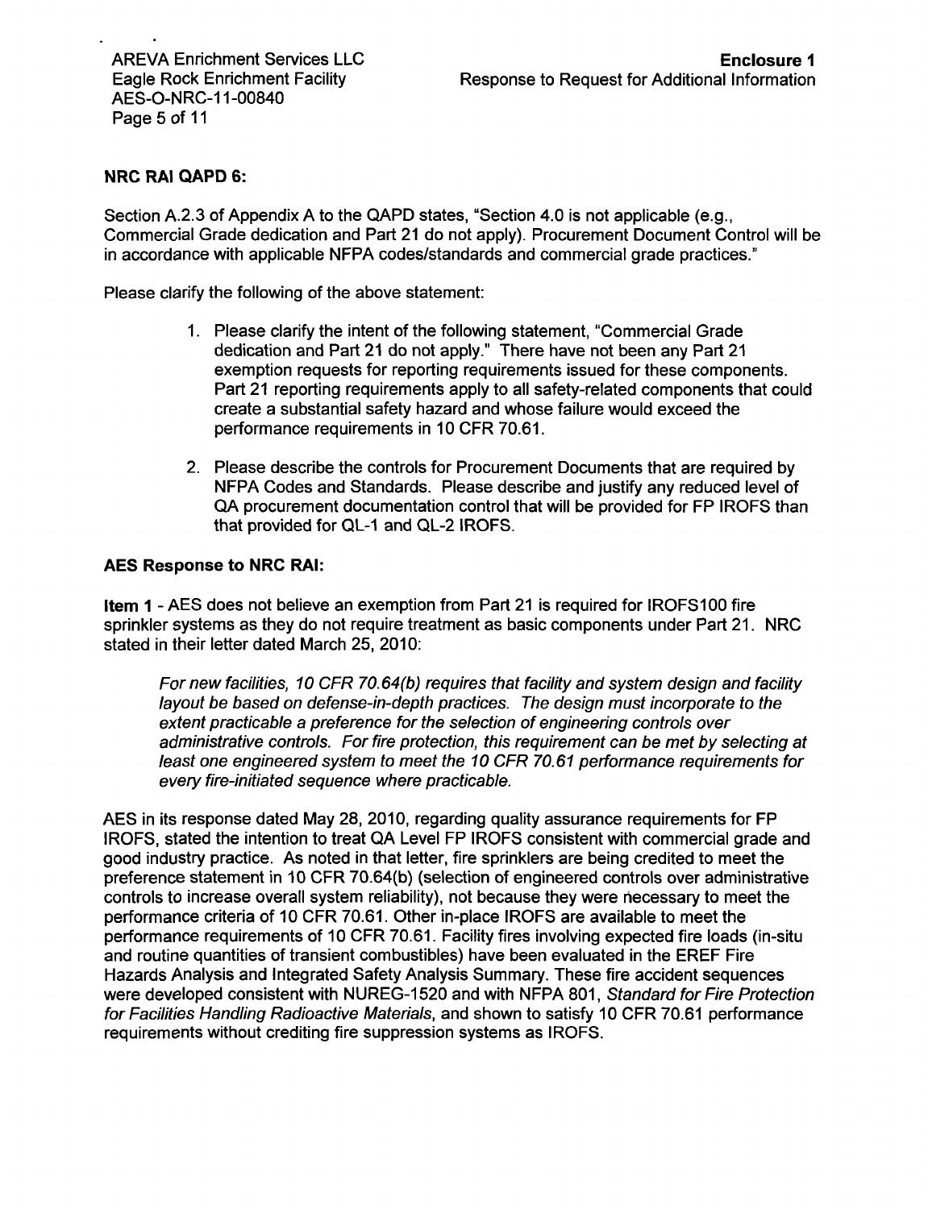**NRC RAI QAPD 6:**

Section A.2.3 of Appendix A to the QAPD states, "Section 4.0 is not applicable (e.g., Commercial Grade dedication and Part 21 do not apply). Procurement Document Control will be in accordance with applicable NFPA codes/standards and commercial grade practices."

Please clarify the following of the above statement:

1. Please clarify the intent of the following statement, "Commercial Grade dedication and Part 21 do not apply." There have not been any Part 21 exemption requests for reporting requirements issued for these components. Part 21 reporting requirements apply to all safety-related components that could create a substantial safety hazard and whose failure would exceed the performance requirements in 10 CFR 70.61.

2. Please describe the controls for Procurement Documents that are required by NFPA Codes and Standards. Please describe and justify any reduced level of QA procurement documentation control that will be provided for FP IROFS than that provided for QL-1 and QL-2 IROFS.

**AES Response to NRC RAI:**

**Item 1** - AES does not believe an exemption from Part 21 is required for IROFS100 fire sprinkler systems as they do not require treatment as basic components under Part 21. NRC stated in their letter dated March 25, 2010:

> *For new facilities, 10 CFR 70.64(b) requires that facility and system design and facility layout be based on defense-in-depth practices. The design must incorporate to the extent practicable a preference for the selection of engineering controls over administrative controls. For fire protection, this requirement can be met by selecting at least one engineered system to meet the 10 CFR 70.61 performance requirements for every fire-initiated sequence where practicable.*

AES in its response dated May 28, 2010, regarding quality assurance requirements for FP IROFS, stated the intention to treat QA Level FP IROFS consistent with commercial grade and good industry practice. As noted in that letter, fire sprinklers are being credited to meet the preference statement in 10 CFR 70.64(b) (selection of engineered controls over administrative controls to increase overall system reliability), not because they were necessary to meet the performance criteria of 10 CFR 70.61. Other in-place IROFS are available to meet the performance requirements of 10 CFR 70.61. Facility fires involving expected fire loads (in-situ and routine quantities of transient combustibles) have been evaluated in the EREF Fire Hazards Analysis and Integrated Safety Analysis Summary. These fire accident sequences were developed consistent with NUREG-1520 and with NFPA 801, *Standard for Fire Protection for Facilities Handling Radioactive Materials*, and shown to satisfy 10 CFR 70.61 performance requirements without crediting fire suppression systems as IROFS.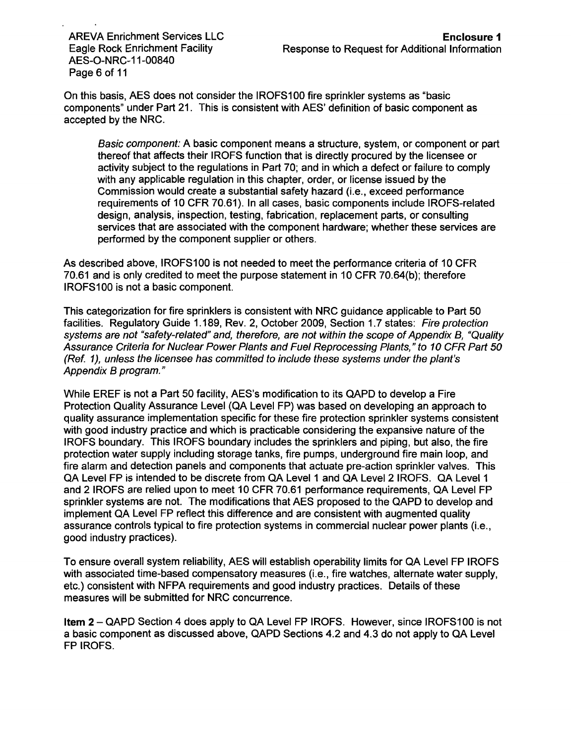On this basis, AES does not consider the IROFS100 fire sprinkler systems as "basic components" under Part 21. This is consistent with AES' definition of basic component as accepted by the NRC.

> *Basic component:* A basic component means a structure, system, or component or part thereof that affects their IROFS function that is directly procured by the licensee or activity subject to the regulations in Part 70; and in which a defect or failure to comply with any applicable regulation in this chapter, order, or license issued by the Commission would create a substantial safety hazard (i.e., exceed performance requirements of 10 CFR 70.61). In all cases, basic components include IROFS-related design, analysis, inspection, testing, fabrication, replacement parts, or consulting services that are associated with the component hardware; whether these services are performed by the component supplier or others.

As described above, IROFS100 is not needed to meet the performance criteria of 10 CFR 70.61 and is only credited to meet the purpose statement in 10 CFR 70.64(b); therefore IROFS100 is not a basic component.

This categorization for fire sprinklers is consistent with NRC guidance applicable to Part 50 facilities. Regulatory Guide 1.189, Rev. 2, October 2009, Section 1.7 states: *Fire protection systems are not "safety-related" and, therefore, are not within the scope of Appendix B, "Quality Assurance Criteria for Nuclear Power Plants and Fuel Reprocessing Plants," to 10 CFR Part 50 (Ref. 1), unless the licensee has committed to include these systems under the plant's Appendix B program."*

While EREF is not a Part 50 facility, AES's modification to its QAPD to develop a Fire Protection Quality Assurance Level (QA Level FP) was based on developing an approach to quality assurance implementation specific for these fire protection sprinkler systems consistent with good industry practice and which is practicable considering the expansive nature of the IROFS boundary. This IROFS boundary includes the sprinklers and piping, but also, the fire protection water supply including storage tanks, fire pumps, underground fire main loop, and fire alarm and detection panels and components that actuate pre-action sprinkler valves. This QA Level FP is intended to be discrete from QA Level 1 and QA Level 2 IROFS. QA Level 1 and 2 IROFS are relied upon to meet 10 CFR 70.61 performance requirements, QA Level FP sprinkler systems are not. The modifications that AES proposed to the QAPD to develop and implement QA Level FP reflect this difference and are consistent with augmented quality assurance controls typical to fire protection systems in commercial nuclear power plants (i.e., good industry practices).

To ensure overall system reliability, AES will establish operability limits for QA Level FP IROFS with associated time-based compensatory measures (i.e., fire watches, alternate water supply, etc.) consistent with NFPA requirements and good industry practices. Details of these measures will be submitted for NRC concurrence.

**Item 2** – QAPD Section 4 does apply to QA Level FP IROFS. However, since IROFS100 is not a basic component as discussed above, QAPD Sections 4.2 and 4.3 do not apply to QA Level FP IROFS.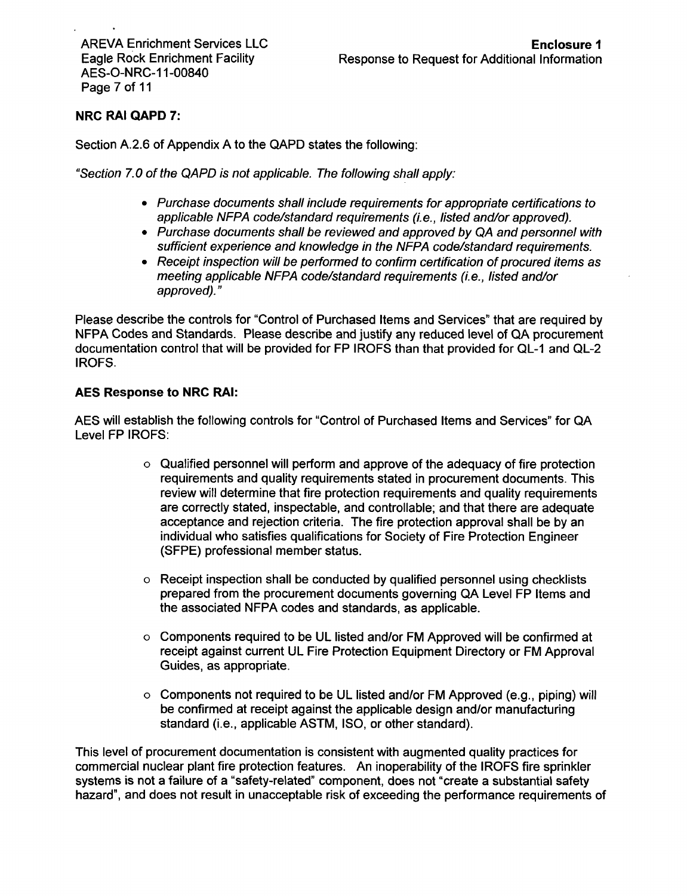**NRC RAI QAPD 7:**

Section A.2.6 of Appendix A to the QAPD states the following:

*"Section 7.0 of the QAPD is not applicable. The following shall apply:*

- *Purchase documents shall include requirements for appropriate certifications to applicable NFPA code/standard requirements (i.e., listed and/or approved).*
- *Purchase documents shall be reviewed and approved by QA and personnel with sufficient experience and knowledge in the NFPA code/standard requirements.*
- *Receipt inspection will be performed to confirm certification of procured items as meeting applicable NFPA code/standard requirements (i.e., listed and/or approved)."*

Please describe the controls for "Control of Purchased Items and Services" that are required by NFPA Codes and Standards. Please describe and justify any reduced level of QA procurement documentation control that will be provided for FP IROFS than that provided for QL-1 and QL-2 IROFS.

**AES Response to NRC RAI:**

AES will establish the following controls for "Control of Purchased Items and Services" for QA Level FP IROFS:

- Qualified personnel will perform and approve of the adequacy of fire protection requirements and quality requirements stated in procurement documents. This review will determine that fire protection requirements and quality requirements are correctly stated, inspectable, and controllable; and that there are adequate acceptance and rejection criteria. The fire protection approval shall be by an individual who satisfies qualifications for Society of Fire Protection Engineer (SFPE) professional member status.
- Receipt inspection shall be conducted by qualified personnel using checklists prepared from the procurement documents governing QA Level FP Items and the associated NFPA codes and standards, as applicable.
- Components required to be UL listed and/or FM Approved will be confirmed at receipt against current UL Fire Protection Equipment Directory or FM Approval Guides, as appropriate.
- Components not required to be UL listed and/or FM Approved (e.g., piping) will be confirmed at receipt against the applicable design and/or manufacturing standard (i.e., applicable ASTM, ISO, or other standard).

This level of procurement documentation is consistent with augmented quality practices for commercial nuclear plant fire protection features. An inoperability of the IROFS fire sprinkler systems is not a failure of a "safety-related" component, does not "create a substantial safety hazard", and does not result in unacceptable risk of exceeding the performance requirements of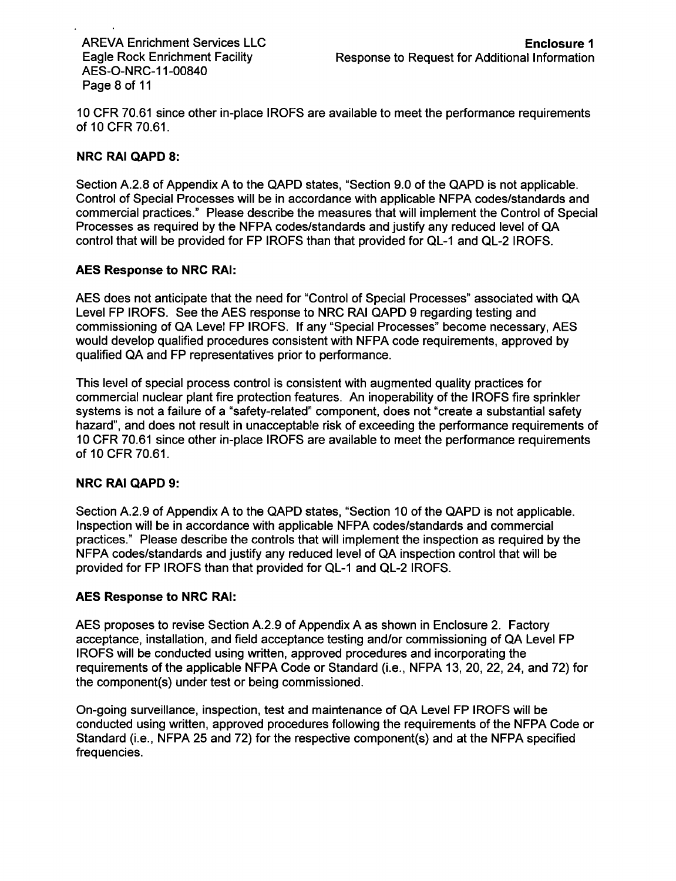10 CFR 70.61 since other in-place IROFS are available to meet the performance requirements of 10 CFR 70.61.

**NRC RAI QAPD 8:**

Section A.2.8 of Appendix A to the QAPD states, "Section 9.0 of the QAPD is not applicable. Control of Special Processes will be in accordance with applicable NFPA codes/standards and commercial practices." Please describe the measures that will implement the Control of Special Processes as required by the NFPA codes/standards and justify any reduced level of QA control that will be provided for FP IROFS than that provided for QL-1 and QL-2 IROFS.

**AES Response to NRC RAI:**

AES does not anticipate that the need for "Control of Special Processes" associated with QA Level FP IROFS. See the AES response to NRC RAI QAPD 9 regarding testing and commissioning of QA Level FP IROFS. If any "Special Processes" become necessary, AES would develop qualified procedures consistent with NFPA code requirements, approved by qualified QA and FP representatives prior to performance.

This level of special process control is consistent with augmented quality practices for commercial nuclear plant fire protection features. An inoperability of the IROFS fire sprinkler systems is not a failure of a "safety-related" component, does not "create a substantial safety hazard", and does not result in unacceptable risk of exceeding the performance requirements of 10 CFR 70.61 since other in-place IROFS are available to meet the performance requirements of 10 CFR 70.61.

**NRC RAI QAPD 9:**

Section A.2.9 of Appendix A to the QAPD states, "Section 10 of the QAPD is not applicable. Inspection will be in accordance with applicable NFPA codes/standards and commercial practices." Please describe the controls that will implement the inspection as required by the NFPA codes/standards and justify any reduced level of QA inspection control that will be provided for FP IROFS than that provided for QL-1 and QL-2 IROFS.

**AES Response to NRC RAI:**

AES proposes to revise Section A.2.9 of Appendix A as shown in Enclosure 2. Factory acceptance, installation, and field acceptance testing and/or commissioning of QA Level FP IROFS will be conducted using written, approved procedures and incorporating the requirements of the applicable NFPA Code or Standard (i.e., NFPA 13, 20, 22, 24, and 72) for the component(s) under test or being commissioned.

On-going surveillance, inspection, test and maintenance of QA Level FP IROFS will be conducted using written, approved procedures following the requirements of the NFPA Code or Standard (i.e., NFPA 25 and 72) for the respective component(s) and at the NFPA specified frequencies.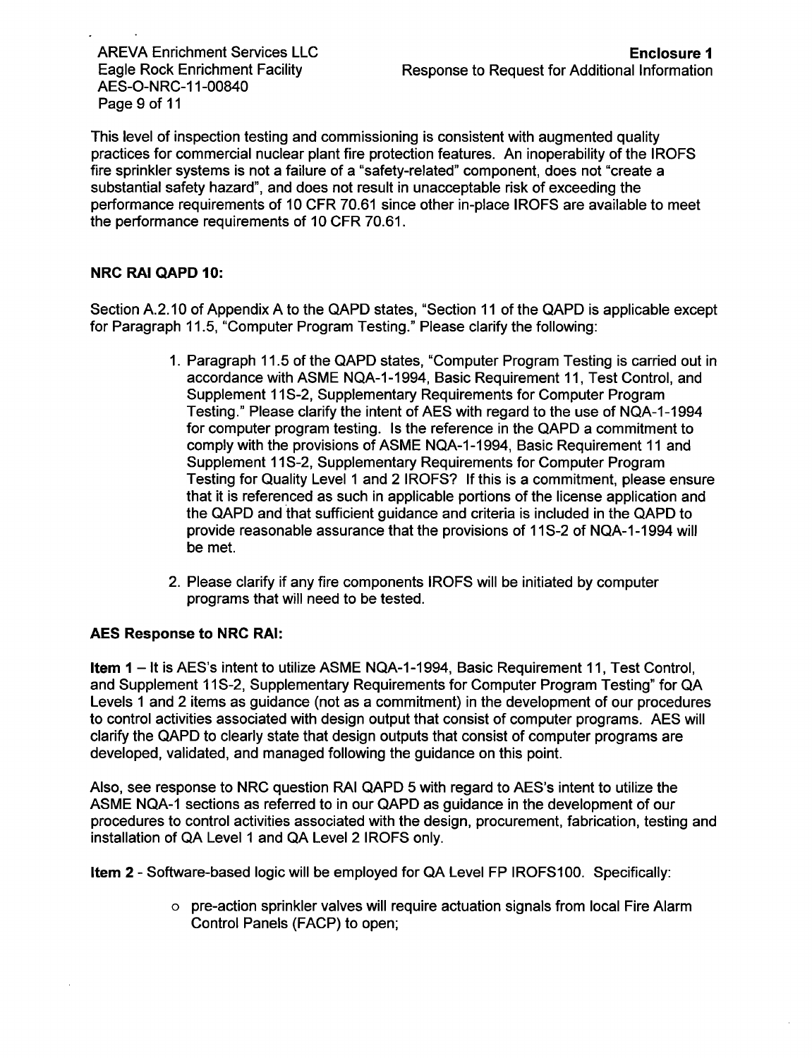This level of inspection testing and commissioning is consistent with augmented quality practices for commercial nuclear plant fire protection features. An inoperability of the IROFS fire sprinkler systems is not a failure of a "safety-related" component, does not "create a substantial safety hazard", and does not result in unacceptable risk of exceeding the performance requirements of 10 CFR 70.61 since other in-place IROFS are available to meet the performance requirements of 10 CFR 70.61.

**NRC RAI QAPD 10:**

Section A.2.10 of Appendix A to the QAPD states, "Section 11 of the QAPD is applicable except for Paragraph 11.5, "Computer Program Testing." Please clarify the following:

1. Paragraph 11.5 of the QAPD states, "Computer Program Testing is carried out in accordance with ASME NQA-1-1994, Basic Requirement 11, Test Control, and Supplement 11S-2, Supplementary Requirements for Computer Program Testing." Please clarify the intent of AES with regard to the use of NQA-1-1994 for computer program testing. Is the reference in the QAPD a commitment to comply with the provisions of ASME NQA-1-1994, Basic Requirement 11 and Supplement 11S-2, Supplementary Requirements for Computer Program Testing for Quality Level 1 and 2 IROFS? If this is a commitment, please ensure that it is referenced as such in applicable portions of the license application and the QAPD and that sufficient guidance and criteria is included in the QAPD to provide reasonable assurance that the provisions of 11S-2 of NQA-1-1994 will be met.

2. Please clarify if any fire components IROFS will be initiated by computer programs that will need to be tested.

**AES Response to NRC RAI:**

**Item 1** – It is AES's intent to utilize ASME NQA-1-1994, Basic Requirement 11, Test Control, and Supplement 11S-2, Supplementary Requirements for Computer Program Testing" for QA Levels 1 and 2 items as guidance (not as a commitment) in the development of our procedures to control activities associated with design output that consist of computer programs. AES will clarify the QAPD to clearly state that design outputs that consist of computer programs are developed, validated, and managed following the guidance on this point.

Also, see response to NRC question RAI QAPD 5 with regard to AES's intent to utilize the ASME NQA-1 sections as referred to in our QAPD as guidance in the development of our procedures to control activities associated with the design, procurement, fabrication, testing and installation of QA Level 1 and QA Level 2 IROFS only.

**Item 2** - Software-based logic will be employed for QA Level FP IROFS100. Specifically:

- pre-action sprinkler valves will require actuation signals from local Fire Alarm Control Panels (FACP) to open;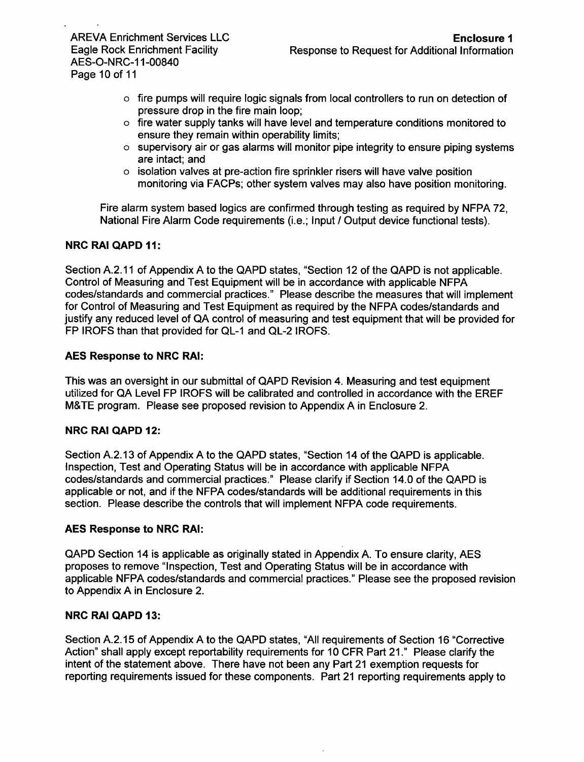- fire pumps will require logic signals from local controllers to run on detection of pressure drop in the fire main loop;
- fire water supply tanks will have level and temperature conditions monitored to ensure they remain within operability limits;
- supervisory air or gas alarms will monitor pipe integrity to ensure piping systems are intact; and
- isolation valves at pre-action fire sprinkler risers will have valve position monitoring via FACPs; other system valves may also have position monitoring.

Fire alarm system based logics are confirmed through testing as required by NFPA 72, National Fire Alarm Code requirements (i.e.; Input / Output device functional tests).

**NRC RAI QAPD 11:**

Section A.2.11 of Appendix A to the QAPD states, "Section 12 of the QAPD is not applicable. Control of Measuring and Test Equipment will be in accordance with applicable NFPA codes/standards and commercial practices." Please describe the measures that will implement for Control of Measuring and Test Equipment as required by the NFPA codes/standards and justify any reduced level of QA control of measuring and test equipment that will be provided for FP IROFS than that provided for QL-1 and QL-2 IROFS.

**AES Response to NRC RAI:**

This was an oversight in our submittal of QAPD Revision 4. Measuring and test equipment utilized for QA Level FP IROFS will be calibrated and controlled in accordance with the EREF M&TE program. Please see proposed revision to Appendix A in Enclosure 2.

**NRC RAI QAPD 12:**

Section A.2.13 of Appendix A to the QAPD states, "Section 14 of the QAPD is applicable. Inspection, Test and Operating Status will be in accordance with applicable NFPA codes/standards and commercial practices." Please clarify if Section 14.0 of the QAPD is applicable or not, and if the NFPA codes/standards will be additional requirements in this section. Please describe the controls that will implement NFPA code requirements.

**AES Response to NRC RAI:**

QAPD Section 14 is applicable as originally stated in Appendix A. To ensure clarity, AES proposes to remove "Inspection, Test and Operating Status will be in accordance with applicable NFPA codes/standards and commercial practices." Please see the proposed revision to Appendix A in Enclosure 2.

**NRC RAI QAPD 13:**

Section A.2.15 of Appendix A to the QAPD states, "All requirements of Section 16 "Corrective Action" shall apply except reportability requirements for 10 CFR Part 21." Please clarify the intent of the statement above. There have not been any Part 21 exemption requests for reporting requirements issued for these components. Part 21 reporting requirements apply to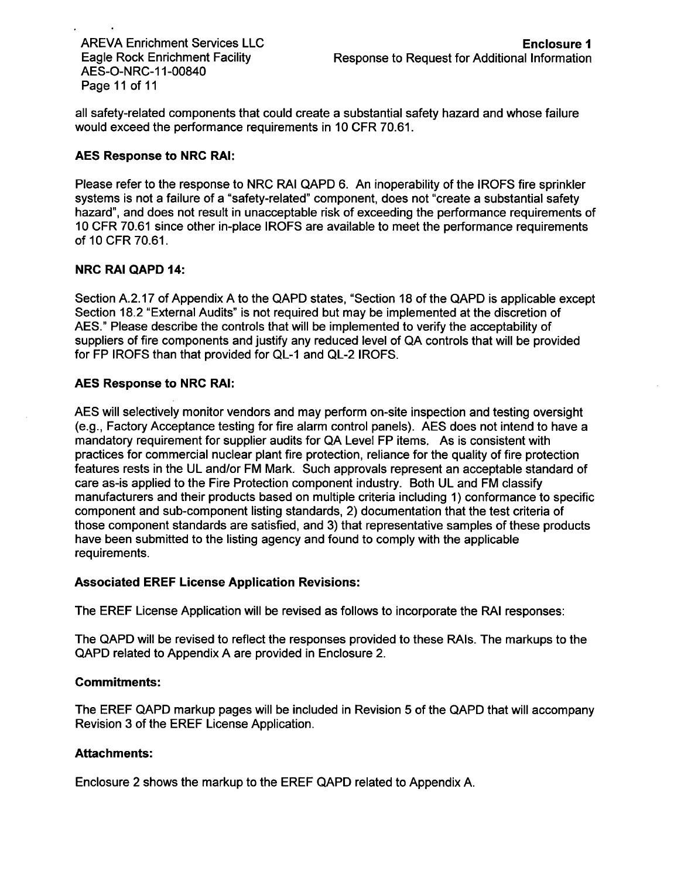all safety-related components that could create a substantial safety hazard and whose failure would exceed the performance requirements in 10 CFR 70.61.

**AES Response to NRC RAI:**

Please refer to the response to NRC RAI QAPD 6. An inoperability of the IROFS fire sprinkler systems is not a failure of a "safety-related" component, does not "create a substantial safety hazard", and does not result in unacceptable risk of exceeding the performance requirements of 10 CFR 70.61 since other in-place IROFS are available to meet the performance requirements of 10 CFR 70.61.

**NRC RAI QAPD 14:**

Section A.2.17 of Appendix A to the QAPD states, "Section 18 of the QAPD is applicable except Section 18.2 "External Audits" is not required but may be implemented at the discretion of AES." Please describe the controls that will be implemented to verify the acceptability of suppliers of fire components and justify any reduced level of QA controls that will be provided for FP IROFS than that provided for QL-1 and QL-2 IROFS.

**AES Response to NRC RAI:**

AES will selectively monitor vendors and may perform on-site inspection and testing oversight (e.g., Factory Acceptance testing for fire alarm control panels). AES does not intend to have a mandatory requirement for supplier audits for QA Level FP items. As is consistent with practices for commercial nuclear plant fire protection, reliance for the quality of fire protection features rests in the UL and/or FM Mark. Such approvals represent an acceptable standard of care as-is applied to the Fire Protection component industry. Both UL and FM classify manufacturers and their products based on multiple criteria including 1) conformance to specific component and sub-component listing standards, 2) documentation that the test criteria of those component standards are satisfied, and 3) that representative samples of these products have been submitted to the listing agency and found to comply with the applicable requirements.

**Associated EREF License Application Revisions:**

The EREF License Application will be revised as follows to incorporate the RAI responses:

The QAPD will be revised to reflect the responses provided to these RAIs. The markups to the QAPD related to Appendix A are provided in Enclosure 2.

**Commitments:**

The EREF QAPD markup pages will be included in Revision 5 of the QAPD that will accompany Revision 3 of the EREF License Application.

**Attachments:**

Enclosure 2 shows the markup to the EREF QAPD related to Appendix A.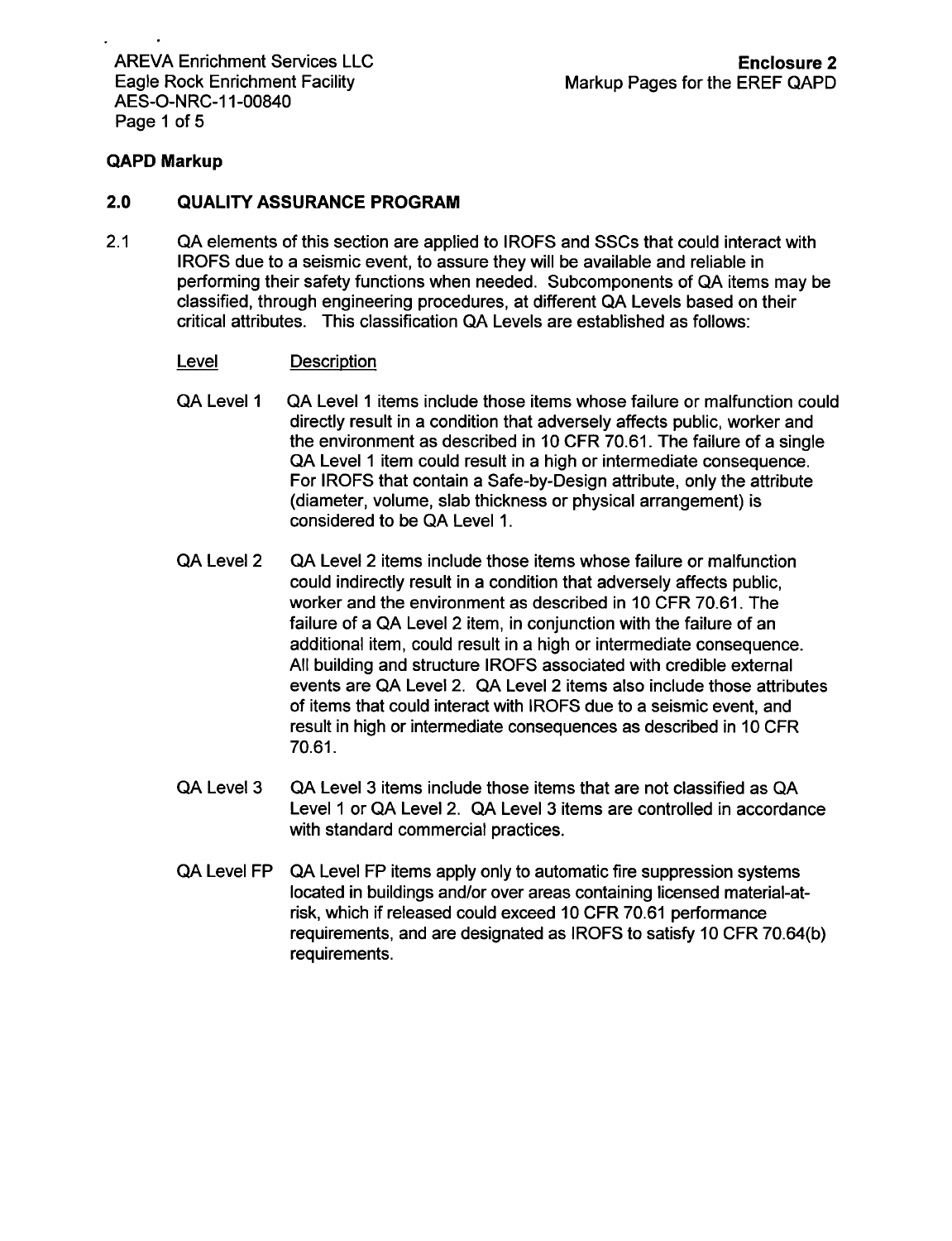**QAPD Markup**

## 2.0 QUALITY ASSURANCE PROGRAM

2.1 QA elements of this section are applied to IROFS and SSCs that could interact with IROFS due to a seismic event, to assure they will be available and reliable in performing their safety functions when needed. Subcomponents of QA items may be classified, through engineering procedures, at different QA Levels based on their critical attributes. This classification QA Levels are established as follows:

| Level | Description |
|---|---|
| QA Level 1 | QA Level 1 items include those items whose failure or malfunction could directly result in a condition that adversely affects public, worker and the environment as described in 10 CFR 70.61. The failure of a single QA Level 1 item could result in a high or intermediate consequence. For IROFS that contain a Safe-by-Design attribute, only the attribute (diameter, volume, slab thickness or physical arrangement) is considered to be QA Level 1. |
| QA Level 2 | QA Level 2 items include those items whose failure or malfunction could indirectly result in a condition that adversely affects public, worker and the environment as described in 10 CFR 70.61. The failure of a QA Level 2 item, in conjunction with the failure of an additional item, could result in a high or intermediate consequence. All building and structure IROFS associated with credible external events are QA Level 2. QA Level 2 items also include those attributes of items that could interact with IROFS due to a seismic event, and result in high or intermediate consequences as described in 10 CFR 70.61. |
| QA Level 3 | QA Level 3 items include those items that are not classified as QA Level 1 or QA Level 2. QA Level 3 items are controlled in accordance with standard commercial practices. |
| QA Level FP | QA Level FP items apply only to automatic fire suppression systems located in buildings and/or over areas containing licensed material-at-risk, which if released could exceed 10 CFR 70.61 performance requirements, and are designated as IROFS to satisfy 10 CFR 70.64(b) requirements. |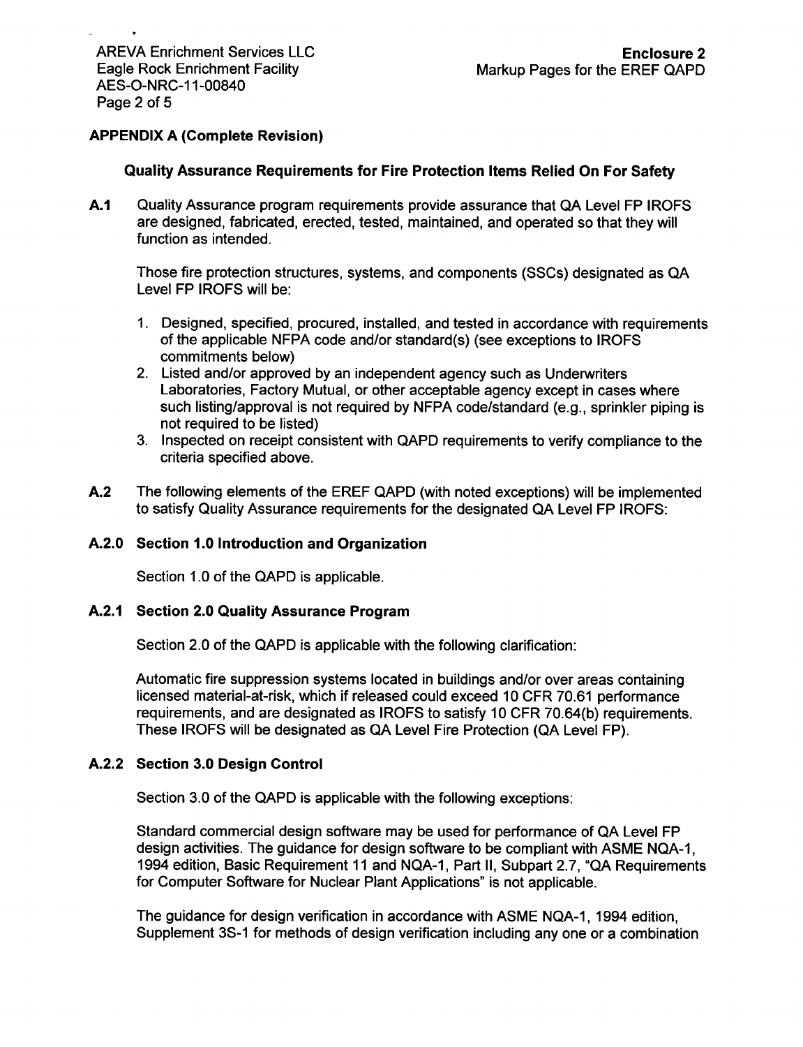## APPENDIX A (Complete Revision)

### Quality Assurance Requirements for Fire Protection Items Relied On For Safety

**A.1** Quality Assurance program requirements provide assurance that QA Level FP IROFS are designed, fabricated, erected, tested, maintained, and operated so that they will function as intended.

Those fire protection structures, systems, and components (SSCs) designated as QA Level FP IROFS will be:

1. Designed, specified, procured, installed, and tested in accordance with requirements of the applicable NFPA code and/or standard(s) (see exceptions to IROFS commitments below)
2. Listed and/or approved by an independent agency such as Underwriters Laboratories, Factory Mutual, or other acceptable agency except in cases where such listing/approval is not required by NFPA code/standard (e.g., sprinkler piping is not required to be listed)
3. Inspected on receipt consistent with QAPD requirements to verify compliance to the criteria specified above.

**A.2** The following elements of the EREF QAPD (with noted exceptions) will be implemented to satisfy Quality Assurance requirements for the designated QA Level FP IROFS:

#### A.2.0 Section 1.0 Introduction and Organization

Section 1.0 of the QAPD is applicable.

#### A.2.1 Section 2.0 Quality Assurance Program

Section 2.0 of the QAPD is applicable with the following clarification:

Automatic fire suppression systems located in buildings and/or over areas containing licensed material-at-risk, which if released could exceed 10 CFR 70.61 performance requirements, and are designated as IROFS to satisfy 10 CFR 70.64(b) requirements. These IROFS will be designated as QA Level Fire Protection (QA Level FP).

#### A.2.2 Section 3.0 Design Control

Section 3.0 of the QAPD is applicable with the following exceptions:

Standard commercial design software may be used for performance of QA Level FP design activities. The guidance for design software to be compliant with ASME NQA-1, 1994 edition, Basic Requirement 11 and NQA-1, Part II, Subpart 2.7, "QA Requirements for Computer Software for Nuclear Plant Applications" is not applicable.

The guidance for design verification in accordance with ASME NQA-1, 1994 edition, Supplement 3S-1 for methods of design verification including any one or a combination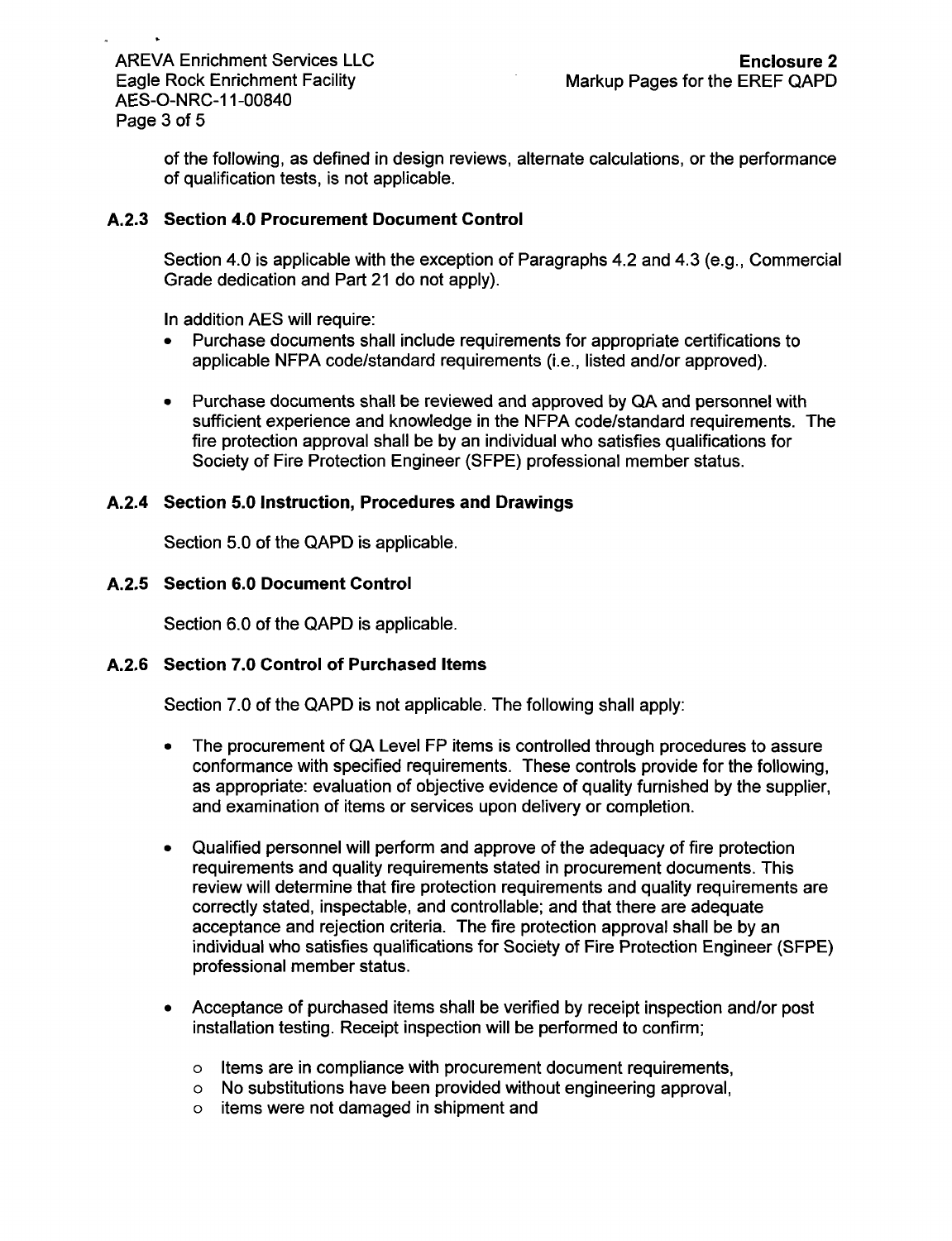of the following, as defined in design reviews, alternate calculations, or the performance of qualification tests, is not applicable.

### A.2.3 Section 4.0 Procurement Document Control

Section 4.0 is applicable with the exception of Paragraphs 4.2 and 4.3 (e.g., Commercial Grade dedication and Part 21 do not apply).

In addition AES will require:

- Purchase documents shall include requirements for appropriate certifications to applicable NFPA code/standard requirements (i.e., listed and/or approved).
- Purchase documents shall be reviewed and approved by QA and personnel with sufficient experience and knowledge in the NFPA code/standard requirements. The fire protection approval shall be by an individual who satisfies qualifications for Society of Fire Protection Engineer (SFPE) professional member status.

### A.2.4 Section 5.0 Instruction, Procedures and Drawings

Section 5.0 of the QAPD is applicable.

### A.2.5 Section 6.0 Document Control

Section 6.0 of the QAPD is applicable.

### A.2.6 Section 7.0 Control of Purchased Items

Section 7.0 of the QAPD is not applicable. The following shall apply:

- The procurement of QA Level FP items is controlled through procedures to assure conformance with specified requirements. These controls provide for the following, as appropriate: evaluation of objective evidence of quality furnished by the supplier, and examination of items or services upon delivery or completion.
- Qualified personnel will perform and approve of the adequacy of fire protection requirements and quality requirements stated in procurement documents. This review will determine that fire protection requirements and quality requirements are correctly stated, inspectable, and controllable; and that there are adequate acceptance and rejection criteria. The fire protection approval shall be by an individual who satisfies qualifications for Society of Fire Protection Engineer (SFPE) professional member status.
- Acceptance of purchased items shall be verified by receipt inspection and/or post installation testing. Receipt inspection will be performed to confirm;
  - Items are in compliance with procurement document requirements,
  - No substitutions have been provided without engineering approval,
  - items were not damaged in shipment and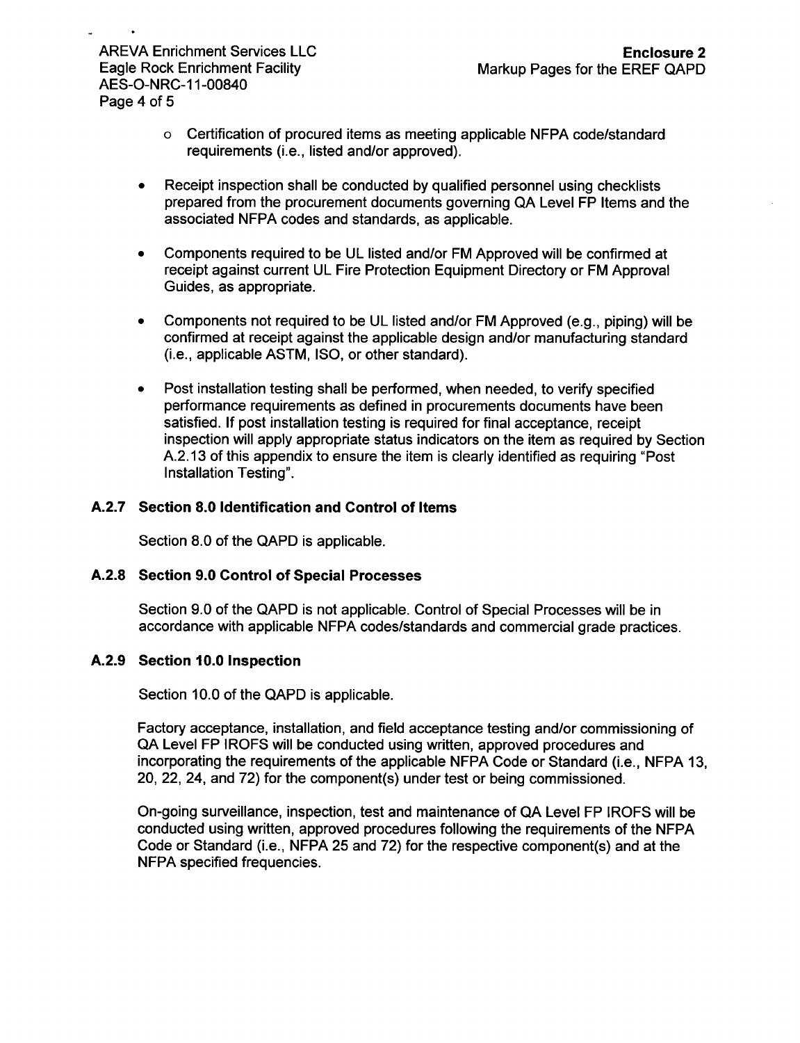- Certification of procured items as meeting applicable NFPA code/standard requirements (i.e., listed and/or approved).

- Receipt inspection shall be conducted by qualified personnel using checklists prepared from the procurement documents governing QA Level FP Items and the associated NFPA codes and standards, as applicable.

- Components required to be UL listed and/or FM Approved will be confirmed at receipt against current UL Fire Protection Equipment Directory or FM Approval Guides, as appropriate.

- Components not required to be UL listed and/or FM Approved (e.g., piping) will be confirmed at receipt against the applicable design and/or manufacturing standard (i.e., applicable ASTM, ISO, or other standard).

- Post installation testing shall be performed, when needed, to verify specified performance requirements as defined in procurements documents have been satisfied. If post installation testing is required for final acceptance, receipt inspection will apply appropriate status indicators on the item as required by Section A.2.13 of this appendix to ensure the item is clearly identified as requiring "Post Installation Testing".

### A.2.7 Section 8.0 Identification and Control of Items

Section 8.0 of the QAPD is applicable.

### A.2.8 Section 9.0 Control of Special Processes

Section 9.0 of the QAPD is not applicable. Control of Special Processes will be in accordance with applicable NFPA codes/standards and commercial grade practices.

### A.2.9 Section 10.0 Inspection

Section 10.0 of the QAPD is applicable.

Factory acceptance, installation, and field acceptance testing and/or commissioning of QA Level FP IROFS will be conducted using written, approved procedures and incorporating the requirements of the applicable NFPA Code or Standard (i.e., NFPA 13, 20, 22, 24, and 72) for the component(s) under test or being commissioned.

On-going surveillance, inspection, test and maintenance of QA Level FP IROFS will be conducted using written, approved procedures following the requirements of the NFPA Code or Standard (i.e., NFPA 25 and 72) for the respective component(s) and at the NFPA specified frequencies.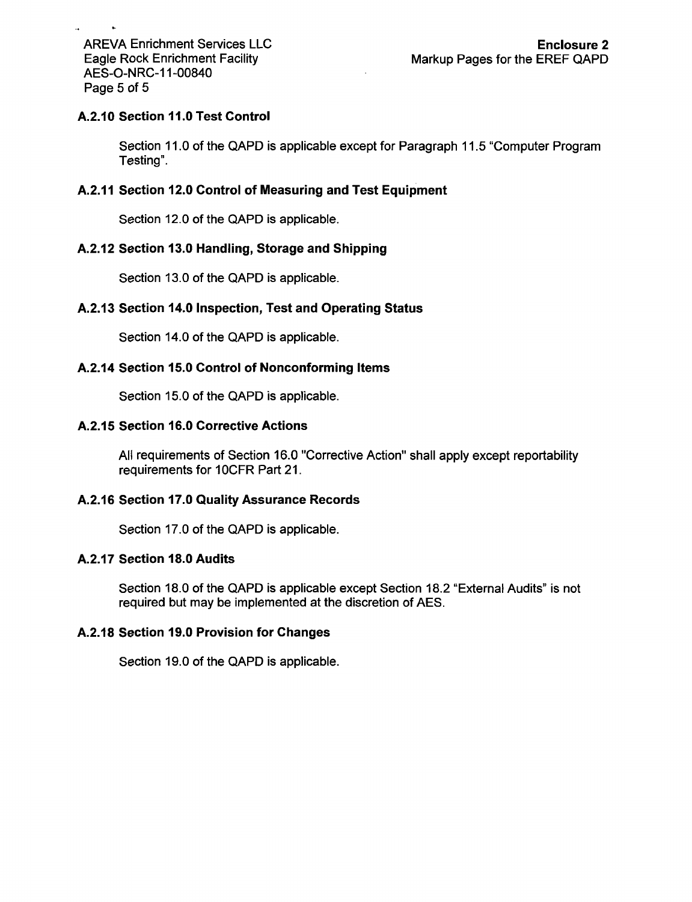### A.2.10 Section 11.0 Test Control

Section 11.0 of the QAPD is applicable except for Paragraph 11.5 "Computer Program Testing".

### A.2.11 Section 12.0 Control of Measuring and Test Equipment

Section 12.0 of the QAPD is applicable.

### A.2.12 Section 13.0 Handling, Storage and Shipping

Section 13.0 of the QAPD is applicable.

### A.2.13 Section 14.0 Inspection, Test and Operating Status

Section 14.0 of the QAPD is applicable.

### A.2.14 Section 15.0 Control of Nonconforming Items

Section 15.0 of the QAPD is applicable.

### A.2.15 Section 16.0 Corrective Actions

All requirements of Section 16.0 "Corrective Action" shall apply except reportability requirements for 10CFR Part 21.

### A.2.16 Section 17.0 Quality Assurance Records

Section 17.0 of the QAPD is applicable.

### A.2.17 Section 18.0 Audits

Section 18.0 of the QAPD is applicable except Section 18.2 "External Audits" is not required but may be implemented at the discretion of AES.

### A.2.18 Section 19.0 Provision for Changes

Section 19.0 of the QAPD is applicable.